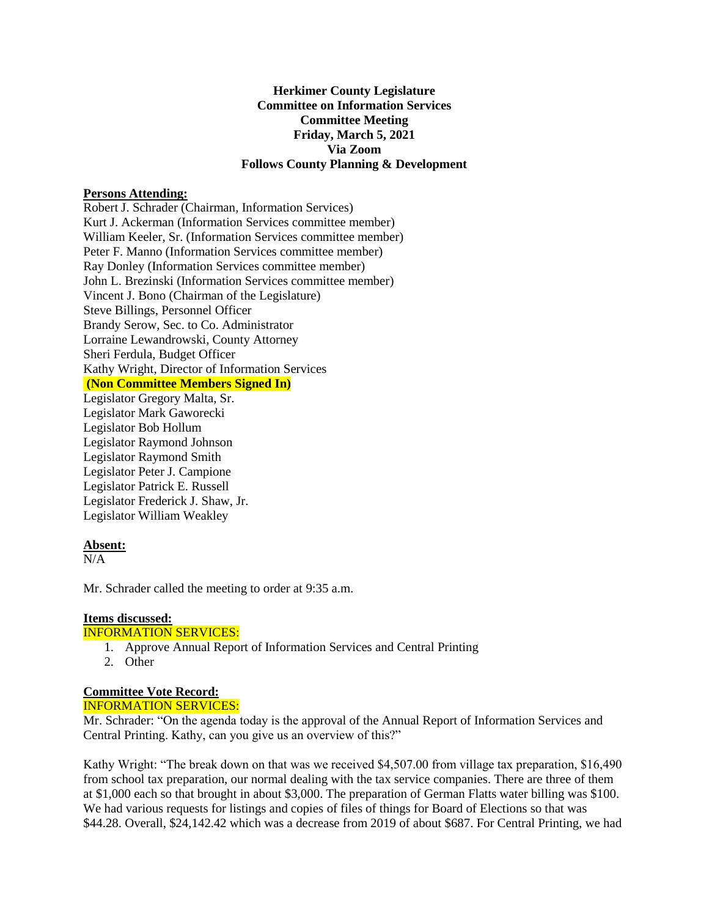# Herkimer County Legislature
## Committee on Information Services
## Committee Meeting
## Friday, March 5, 2021
## Via Zoom
## Follows County Planning & Development

**Persons Attending:**

Robert J. Schrader (Chairman, Information Services)
Kurt J. Ackerman (Information Services committee member)
William Keeler, Sr. (Information Services committee member)
Peter F. Manno (Information Services committee member)
Ray Donley (Information Services committee member)
John L. Brezinski (Information Services committee member)
Vincent J. Bono (Chairman of the Legislature)
Steve Billings, Personnel Officer
Brandy Serow, Sec. to Co. Administrator
Lorraine Lewandrowski, County Attorney
Sheri Ferdula, Budget Officer
Kathy Wright, Director of Information Services

**(Non Committee Members Signed In)**

Legislator Gregory Malta, Sr.
Legislator Mark Gaworecki
Legislator Bob Hollum
Legislator Raymond Johnson
Legislator Raymond Smith
Legislator Peter J. Campione
Legislator Patrick E. Russell
Legislator Frederick J. Shaw, Jr.
Legislator William Weakley

**Absent:**

N/A

Mr. Schrader called the meeting to order at 9:35 a.m.

**Items discussed:**

INFORMATION SERVICES:

1. Approve Annual Report of Information Services and Central Printing
2. Other

**Committee Vote Record:**

INFORMATION SERVICES:

Mr. Schrader: "On the agenda today is the approval of the Annual Report of Information Services and Central Printing. Kathy, can you give us an overview of this?"

Kathy Wright: "The break down on that was we received $4,507.00 from village tax preparation, $16,490 from school tax preparation, our normal dealing with the tax service companies. There are three of them at $1,000 each so that brought in about $3,000. The preparation of German Flatts water billing was $100. We had various requests for listings and copies of files of things for Board of Elections so that was $44.28. Overall, $24,142.42 which was a decrease from 2019 of about $687. For Central Printing, we had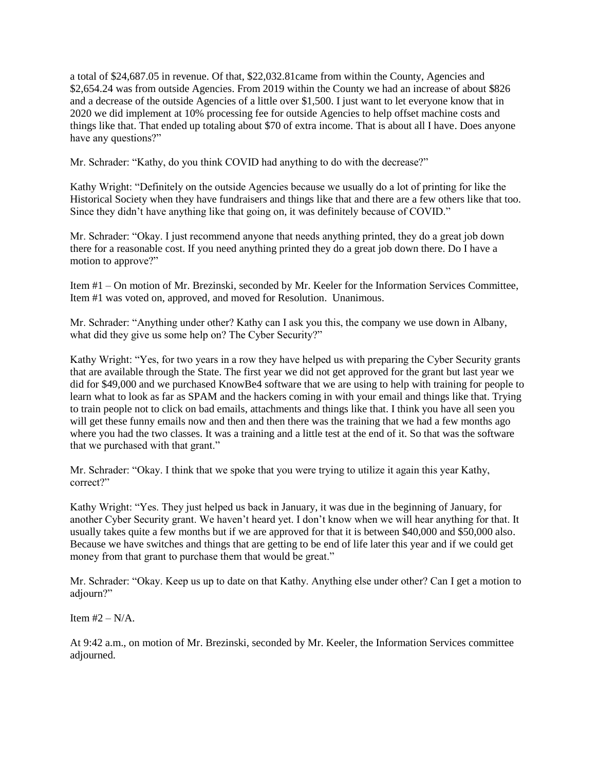a total of $24,687.05 in revenue. Of that, $22,032.81came from within the County, Agencies and $2,654.24 was from outside Agencies. From 2019 within the County we had an increase of about $826 and a decrease of the outside Agencies of a little over $1,500. I just want to let everyone know that in 2020 we did implement at 10% processing fee for outside Agencies to help offset machine costs and things like that. That ended up totaling about $70 of extra income. That is about all I have. Does anyone have any questions?"

Mr. Schrader: "Kathy, do you think COVID had anything to do with the decrease?"

Kathy Wright: "Definitely on the outside Agencies because we usually do a lot of printing for like the Historical Society when they have fundraisers and things like that and there are a few others like that too. Since they didn't have anything like that going on, it was definitely because of COVID."

Mr. Schrader: "Okay. I just recommend anyone that needs anything printed, they do a great job down there for a reasonable cost. If you need anything printed they do a great job down there. Do I have a motion to approve?"

Item #1 – On motion of Mr. Brezinski, seconded by Mr. Keeler for the Information Services Committee, Item #1 was voted on, approved, and moved for Resolution. Unanimous.

Mr. Schrader: "Anything under other? Kathy can I ask you this, the company we use down in Albany, what did they give us some help on? The Cyber Security?"

Kathy Wright: "Yes, for two years in a row they have helped us with preparing the Cyber Security grants that are available through the State. The first year we did not get approved for the grant but last year we did for $49,000 and we purchased KnowBe4 software that we are using to help with training for people to learn what to look as far as SPAM and the hackers coming in with your email and things like that. Trying to train people not to click on bad emails, attachments and things like that. I think you have all seen you will get these funny emails now and then and then there was the training that we had a few months ago where you had the two classes. It was a training and a little test at the end of it. So that was the software that we purchased with that grant."

Mr. Schrader: "Okay. I think that we spoke that you were trying to utilize it again this year Kathy, correct?"

Kathy Wright: "Yes. They just helped us back in January, it was due in the beginning of January, for another Cyber Security grant. We haven't heard yet. I don't know when we will hear anything for that. It usually takes quite a few months but if we are approved for that it is between $40,000 and $50,000 also. Because we have switches and things that are getting to be end of life later this year and if we could get money from that grant to purchase them that would be great."

Mr. Schrader: "Okay. Keep us up to date on that Kathy. Anything else under other? Can I get a motion to adjourn?"

Item #2 – N/A.

At 9:42 a.m., on motion of Mr. Brezinski, seconded by Mr. Keeler, the Information Services committee adjourned.